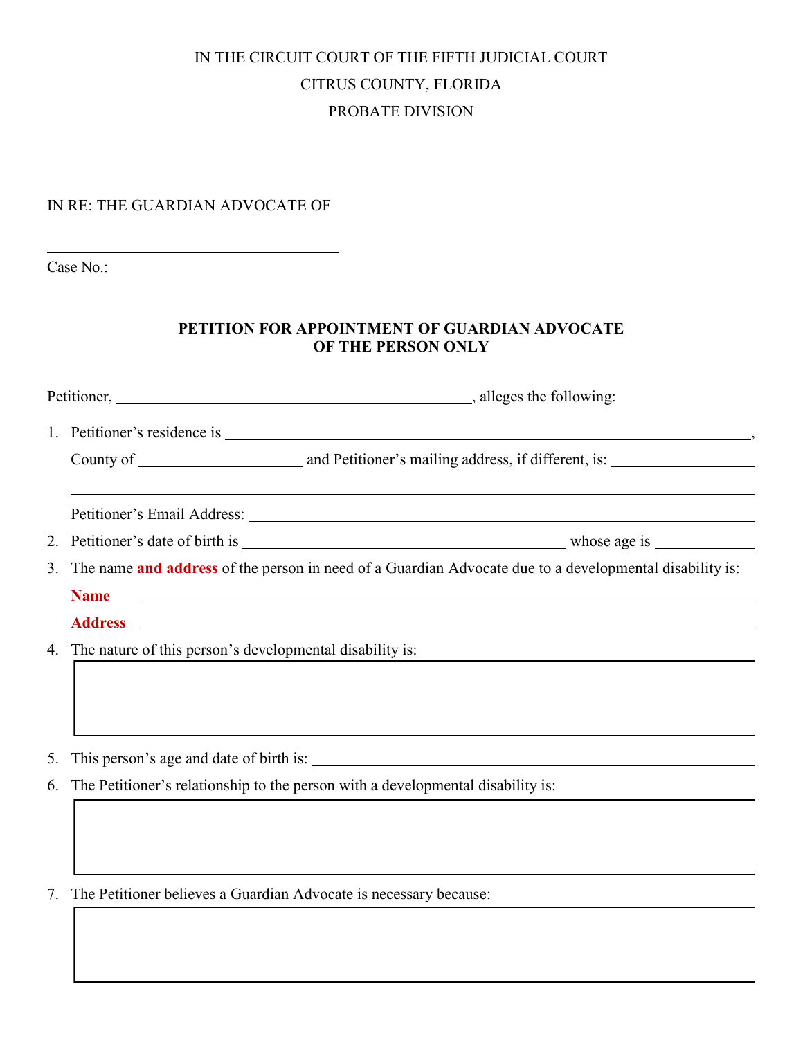IN THE CIRCUIT COURT OF THE FIFTH JUDICIAL COURT

CITRUS COUNTY, FLORIDA

PROBATE DIVISION

IN RE: THE GUARDIAN ADVOCATE OF

\_\_\_\_\_\_\_\_\_\_\_\_\_\_\_\_\_\_\_\_\_\_\_\_\_\_\_\_\_\_\_\_\_\_\_\_\_\_

Case No.:

**PETITION FOR APPOINTMENT OF GUARDIAN ADVOCATE OF THE PERSON ONLY**

Petitioner, \_\_\_\_\_\_\_\_\_\_\_\_\_\_\_\_\_\_\_\_\_\_\_\_\_\_\_\_\_\_\_\_\_\_\_\_\_\_\_\_\_\_\_\_, alleges the following:

1. Petitioner's residence is \_\_\_\_\_\_\_\_\_\_\_\_\_\_\_\_\_\_\_\_\_\_\_\_\_\_\_\_\_\_\_\_\_\_\_\_\_\_\_\_\_\_\_\_\_\_\_\_\_\_\_\_\_\_\_\_\_\_\_\_\_\_\_\_\_\_\_\_\_\_\_\_,
   County of \_\_\_\_\_\_\_\_\_\_\_\_\_\_\_\_\_\_\_\_\_\_ and Petitioner's mailing address, if different, is: \_\_\_\_\_\_\_\_\_\_\_\_\_\_\_\_\_\_\_\_

   \_\_\_\_\_\_\_\_\_\_\_\_\_\_\_\_\_\_\_\_\_\_\_\_\_\_\_\_\_\_\_\_\_\_\_\_\_\_\_\_\_\_\_\_\_\_\_\_\_\_\_\_\_\_\_\_\_\_\_\_\_\_\_\_\_\_\_\_\_\_\_\_\_\_\_\_\_\_\_\_\_\_\_\_\_\_

   Petitioner's Email Address: \_\_\_\_\_\_\_\_\_\_\_\_\_\_\_\_\_\_\_\_\_\_\_\_\_\_\_\_\_\_\_\_\_\_\_\_\_\_\_\_\_\_\_\_\_\_\_\_\_\_\_\_\_\_\_\_\_\_\_\_\_\_\_\_\_\_

2. Petitioner's date of birth is \_\_\_\_\_\_\_\_\_\_\_\_\_\_\_\_\_\_\_\_\_\_\_\_\_\_\_\_\_\_\_\_\_\_\_\_\_\_\_\_\_\_ whose age is \_\_\_\_\_\_\_\_\_\_\_\_\_

3. The name **and address** of the person in need of a Guardian Advocate due to a developmental disability is:

   **Name** \_\_\_\_\_\_\_\_\_\_\_\_\_\_\_\_\_\_\_\_\_\_\_\_\_\_\_\_\_\_\_\_\_\_\_\_\_\_\_\_\_\_\_\_\_\_\_\_\_\_\_\_\_\_\_\_\_\_\_\_\_\_\_\_\_\_\_\_\_\_\_\_\_\_\_\_\_\_\_\_

   **Address** \_\_\_\_\_\_\_\_\_\_\_\_\_\_\_\_\_\_\_\_\_\_\_\_\_\_\_\_\_\_\_\_\_\_\_\_\_\_\_\_\_\_\_\_\_\_\_\_\_\_\_\_\_\_\_\_\_\_\_\_\_\_\_\_\_\_\_\_\_\_\_\_\_\_\_\_\_\_\_

4. The nature of this person's developmental disability is:

5. This person's age and date of birth is: \_\_\_\_\_\_\_\_\_\_\_\_\_\_\_\_\_\_\_\_\_\_\_\_\_\_\_\_\_\_\_\_\_\_\_\_\_\_\_\_\_\_\_\_\_\_\_\_\_\_\_\_\_\_\_\_\_\_\_

6. The Petitioner's relationship to the person with a developmental disability is:

7. The Petitioner believes a Guardian Advocate is necessary because: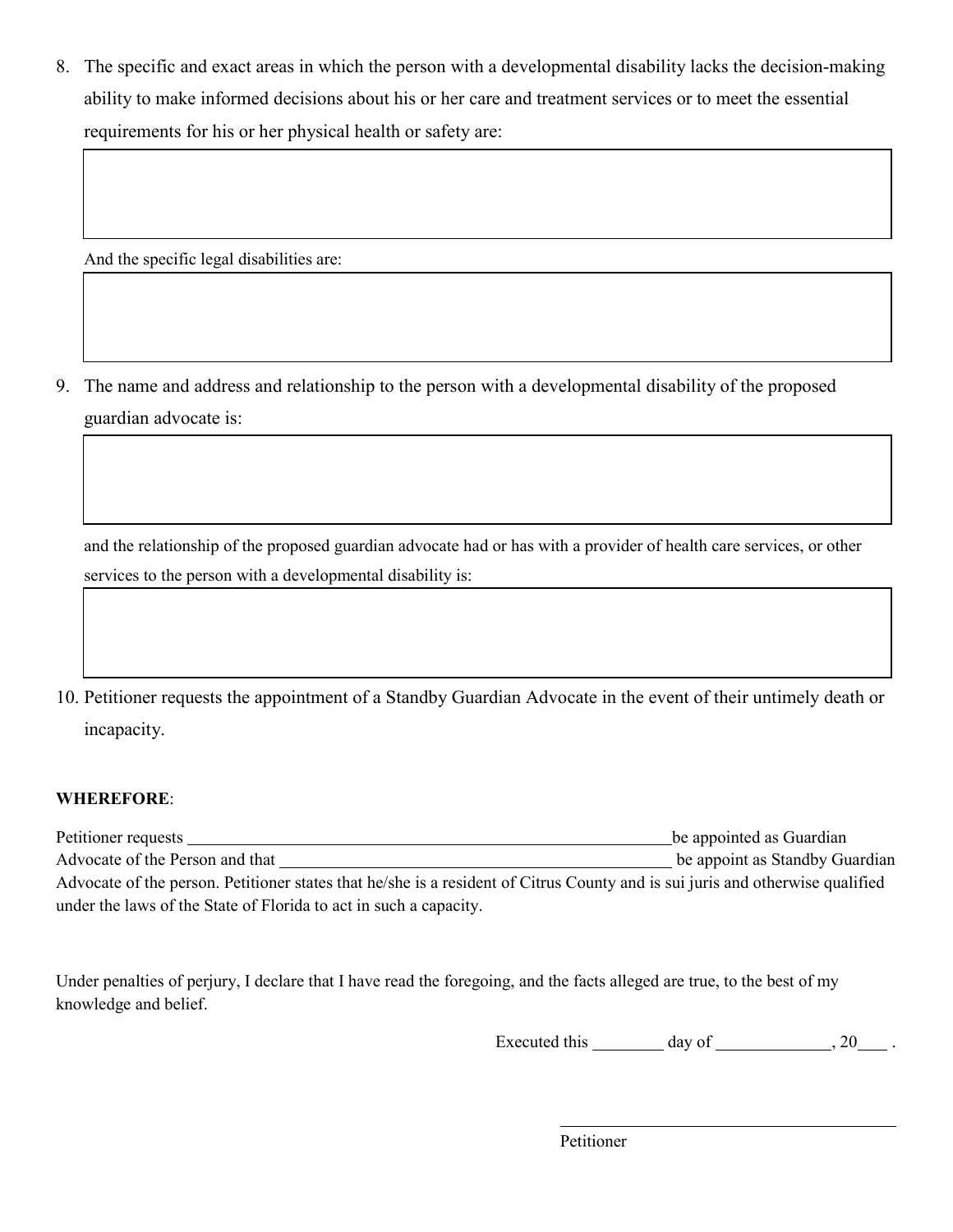8. The specific and exact areas in which the person with a developmental disability lacks the decision-making ability to make informed decisions about his or her care and treatment services or to meet the essential requirements for his or her physical health or safety are:

   And the specific legal disabilities are:

9. The name and address and relationship to the person with a developmental disability of the proposed guardian advocate is:

   and the relationship of the proposed guardian advocate had or has with a provider of health care services, or other services to the person with a developmental disability is:

10. Petitioner requests the appointment of a Standby Guardian Advocate in the event of their untimely death or incapacity.

**WHEREFORE**:

Petitioner requests ______________________________________________________ be appointed as Guardian Advocate of the Person and that ____________________________________________ be appoint as Standby Guardian Advocate of the person. Petitioner states that he/she is a resident of Citrus County and is sui juris and otherwise qualified under the laws of the State of Florida to act in such a capacity.

Under penalties of perjury, I declare that I have read the foregoing, and the facts alleged are true, to the best of my knowledge and belief.

Executed this ________ day of _____________, 20___ .

______________________________________
Petitioner